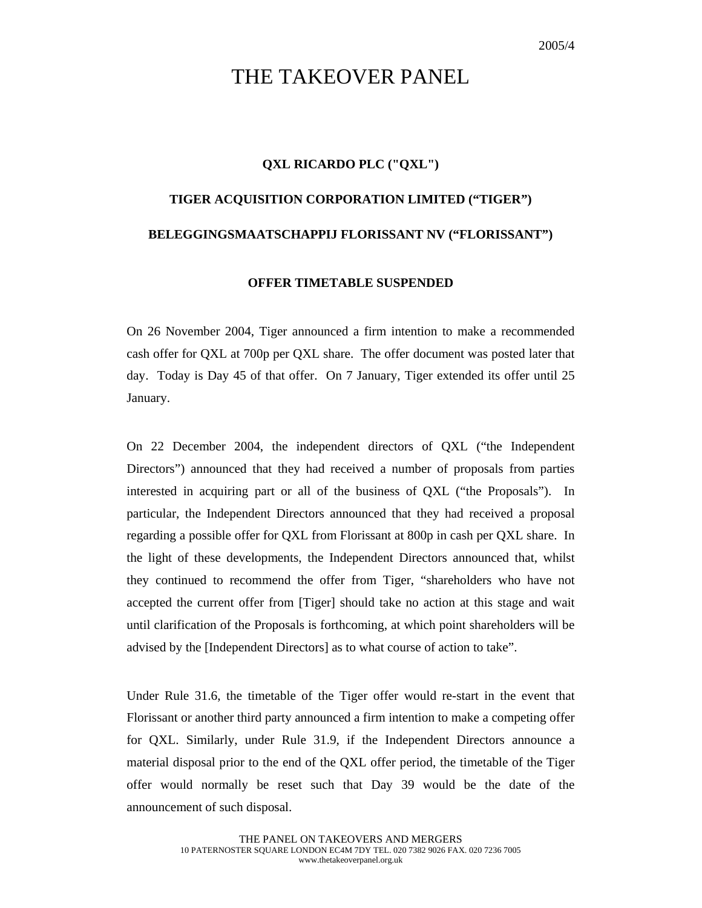2005/4

# THE TAKEOVER PANEL

**QXL RICARDO PLC ("QXL")**

**TIGER ACQUISITION CORPORATION LIMITED ("TIGER")**

**BELEGGINGSMAATSCHAPPIJ FLORISSANT NV ("FLORISSANT")**

**OFFER TIMETABLE SUSPENDED**

On 26 November 2004, Tiger announced a firm intention to make a recommended cash offer for QXL at 700p per QXL share. The offer document was posted later that day. Today is Day 45 of that offer. On 7 January, Tiger extended its offer until 25 January.

On 22 December 2004, the independent directors of QXL ("the Independent Directors") announced that they had received a number of proposals from parties interested in acquiring part or all of the business of QXL ("the Proposals"). In particular, the Independent Directors announced that they had received a proposal regarding a possible offer for QXL from Florissant at 800p in cash per QXL share. In the light of these developments, the Independent Directors announced that, whilst they continued to recommend the offer from Tiger, "shareholders who have not accepted the current offer from [Tiger] should take no action at this stage and wait until clarification of the Proposals is forthcoming, at which point shareholders will be advised by the [Independent Directors] as to what course of action to take".

Under Rule 31.6, the timetable of the Tiger offer would re-start in the event that Florissant or another third party announced a firm intention to make a competing offer for QXL. Similarly, under Rule 31.9, if the Independent Directors announce a material disposal prior to the end of the QXL offer period, the timetable of the Tiger offer would normally be reset such that Day 39 would be the date of the announcement of such disposal.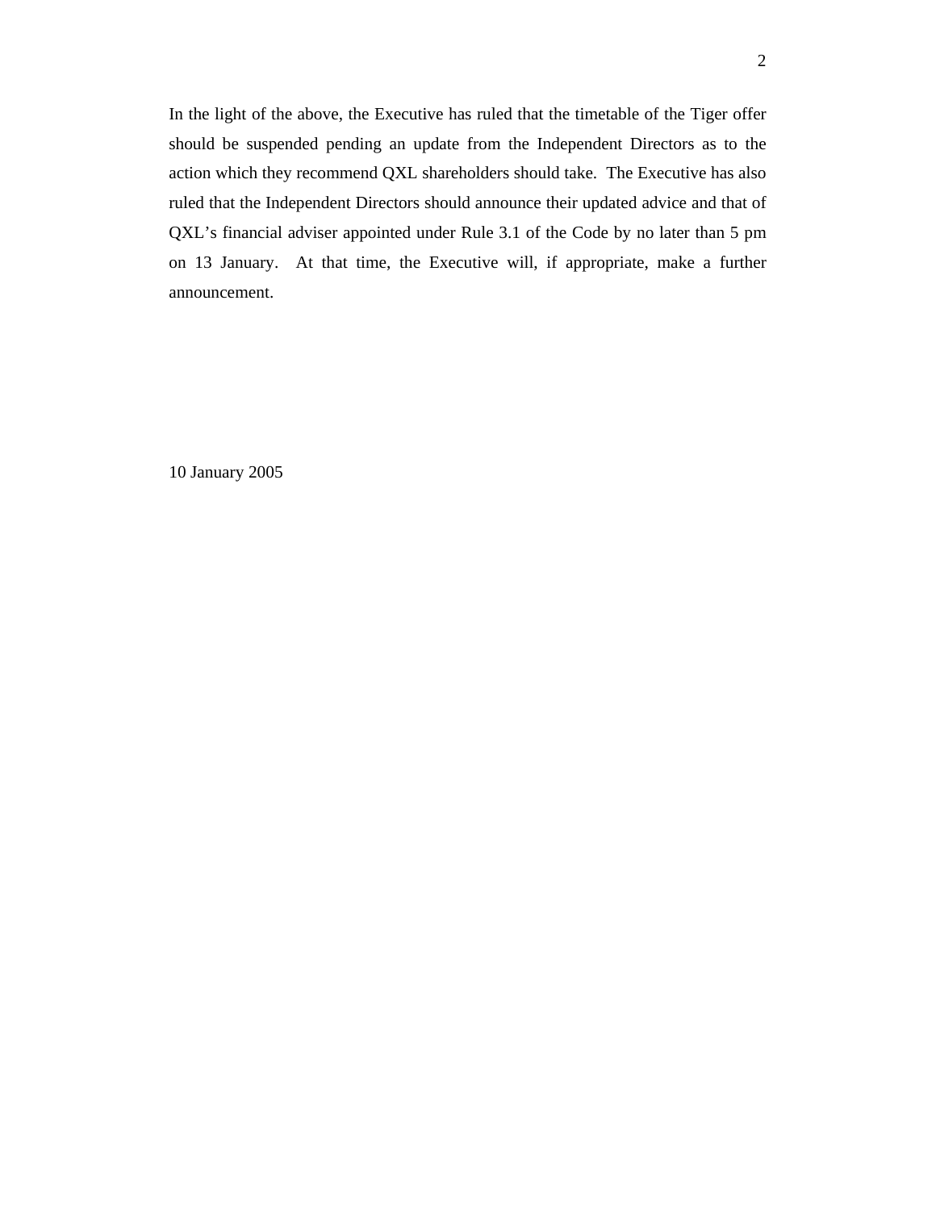In the light of the above, the Executive has ruled that the timetable of the Tiger offer should be suspended pending an update from the Independent Directors as to the action which they recommend QXL shareholders should take. The Executive has also ruled that the Independent Directors should announce their updated advice and that of QXL's financial adviser appointed under Rule 3.1 of the Code by no later than 5 pm on 13 January. At that time, the Executive will, if appropriate, make a further announcement.

10 January 2005